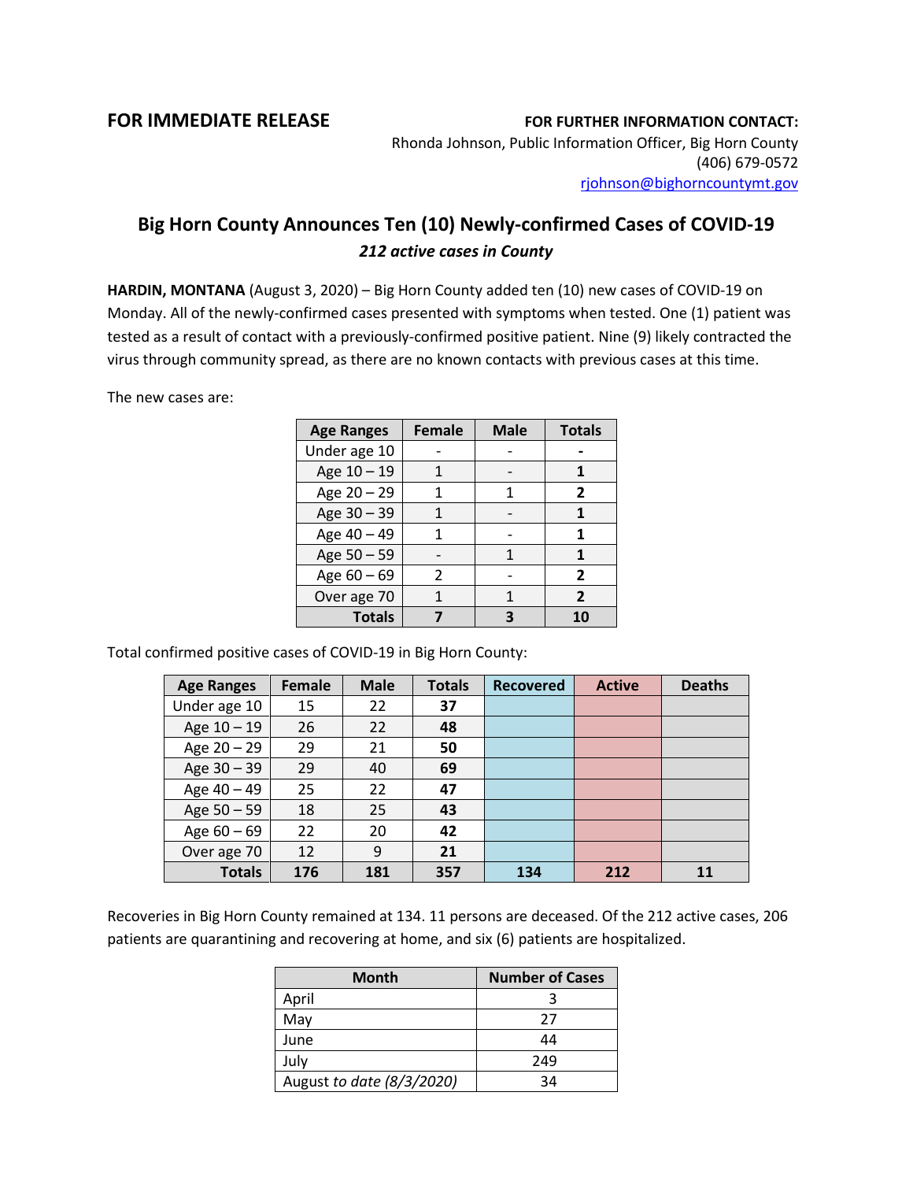**FOR IMMEDIATE RELEASE**

**FOR FURTHER INFORMATION CONTACT:**
Rhonda Johnson, Public Information Officer, Big Horn County
(406) 679-0572
rjohnson@bighorncountymt.gov

# Big Horn County Announces Ten (10) Newly-confirmed Cases of COVID-19

***212 active cases in County***

**HARDIN, MONTANA** (August 3, 2020) – Big Horn County added ten (10) new cases of COVID-19 on Monday. All of the newly-confirmed cases presented with symptoms when tested. One (1) patient was tested as a result of contact with a previously-confirmed positive patient. Nine (9) likely contracted the virus through community spread, as there are no known contacts with previous cases at this time.

The new cases are:

| Age Ranges | Female | Male | Totals |
|---|---|---|---|
| Under age 10 | - | - | **-** |
| Age 10 – 19 | 1 | - | **1** |
| Age 20 – 29 | 1 | 1 | **2** |
| Age 30 – 39 | 1 | - | **1** |
| Age 40 – 49 | 1 | - | **1** |
| Age 50 – 59 | - | 1 | **1** |
| Age 60 – 69 | 2 | - | **2** |
| Over age 70 | 1 | 1 | **2** |
| **Totals** | **7** | **3** | **10** |

Total confirmed positive cases of COVID-19 in Big Horn County:

| Age Ranges | Female | Male | Totals | Recovered | Active | Deaths |
|---|---|---|---|---|---|---|
| Under age 10 | 15 | 22 | **37** | | | |
| Age 10 – 19 | 26 | 22 | **48** | | | |
| Age 20 – 29 | 29 | 21 | **50** | | | |
| Age 30 – 39 | 29 | 40 | **69** | | | |
| Age 40 – 49 | 25 | 22 | **47** | | | |
| Age 50 – 59 | 18 | 25 | **43** | | | |
| Age 60 – 69 | 22 | 20 | **42** | | | |
| Over age 70 | 12 | 9 | **21** | | | |
| **Totals** | **176** | **181** | **357** | **134** | **212** | **11** |

Recoveries in Big Horn County remained at 134. 11 persons are deceased. Of the 212 active cases, 206 patients are quarantining and recovering at home, and six (6) patients are hospitalized.

| Month | Number of Cases |
|---|---|
| April | 3 |
| May | 27 |
| June | 44 |
| July | 249 |
| August *to date (8/3/2020)* | 34 |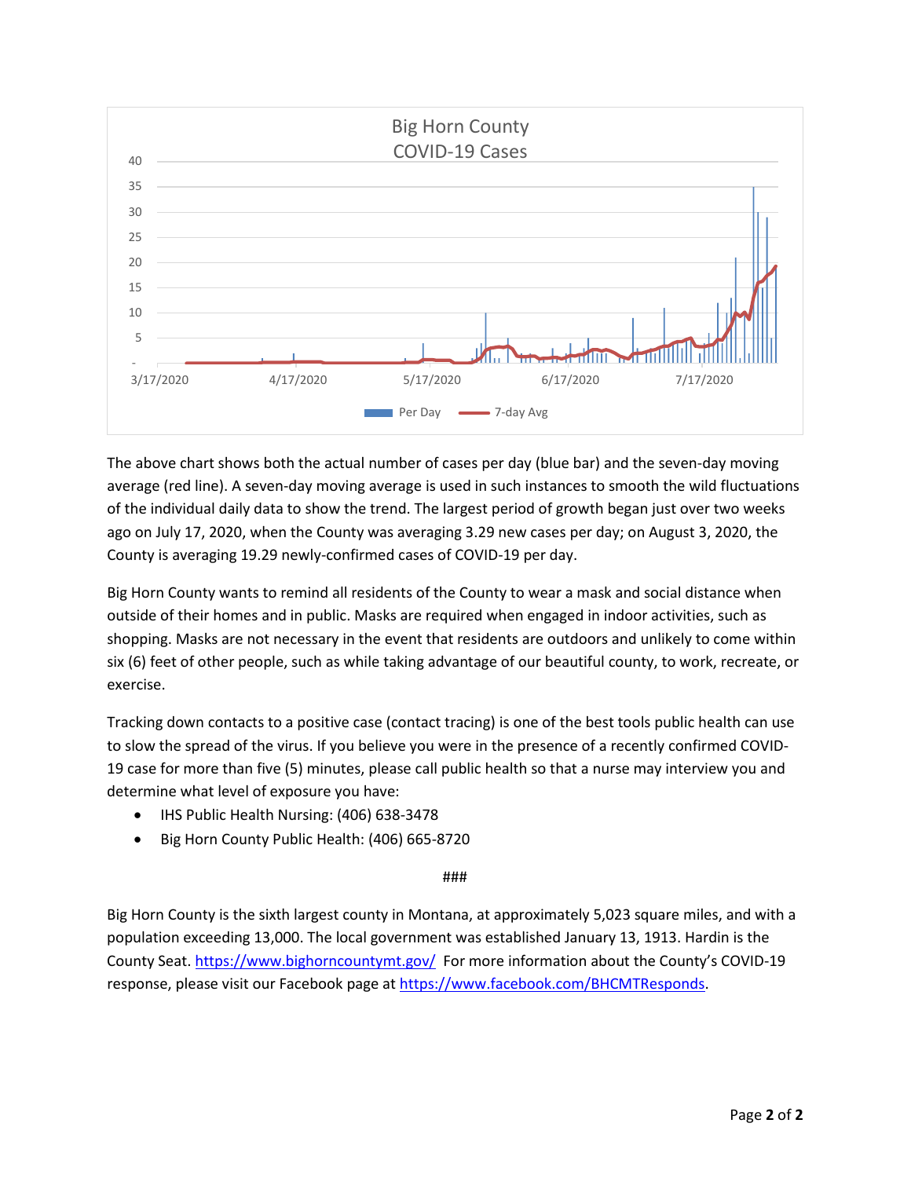Big Horn County
COVID-19 Cases

40
35
30
25
20
15
10
5
-

3/17/2020
4/17/2020
5/17/2020
6/17/2020
7/17/2020

Per Day
7-day Avg

The above chart shows both the actual number of cases per day (blue bar) and the seven-day moving average (red line). A seven-day moving average is used in such instances to smooth the wild fluctuations of the individual daily data to show the trend. The largest period of growth began just over two weeks ago on July 17, 2020, when the County was averaging 3.29 new cases per day; on August 3, 2020, the County is averaging 19.29 newly-confirmed cases of COVID-19 per day.

Big Horn County wants to remind all residents of the County to wear a mask and social distance when outside of their homes and in public. Masks are required when engaged in indoor activities, such as shopping. Masks are not necessary in the event that residents are outdoors and unlikely to come within six (6) feet of other people, such as while taking advantage of our beautiful county, to work, recreate, or exercise.

Tracking down contacts to a positive case (contact tracing) is one of the best tools public health can use to slow the spread of the virus. If you believe you were in the presence of a recently confirmed COVID-19 case for more than five (5) minutes, please call public health so that a nurse may interview you and determine what level of exposure you have:

- IHS Public Health Nursing: (406) 638-3478
- Big Horn County Public Health: (406) 665-8720

###

Big Horn County is the sixth largest county in Montana, at approximately 5,023 square miles, and with a population exceeding 13,000. The local government was established January 13, 1913. Hardin is the County Seat. https://www.bighorncountymt.gov/ For more information about the County's COVID-19 response, please visit our Facebook page at https://www.facebook.com/BHCMTResponds.